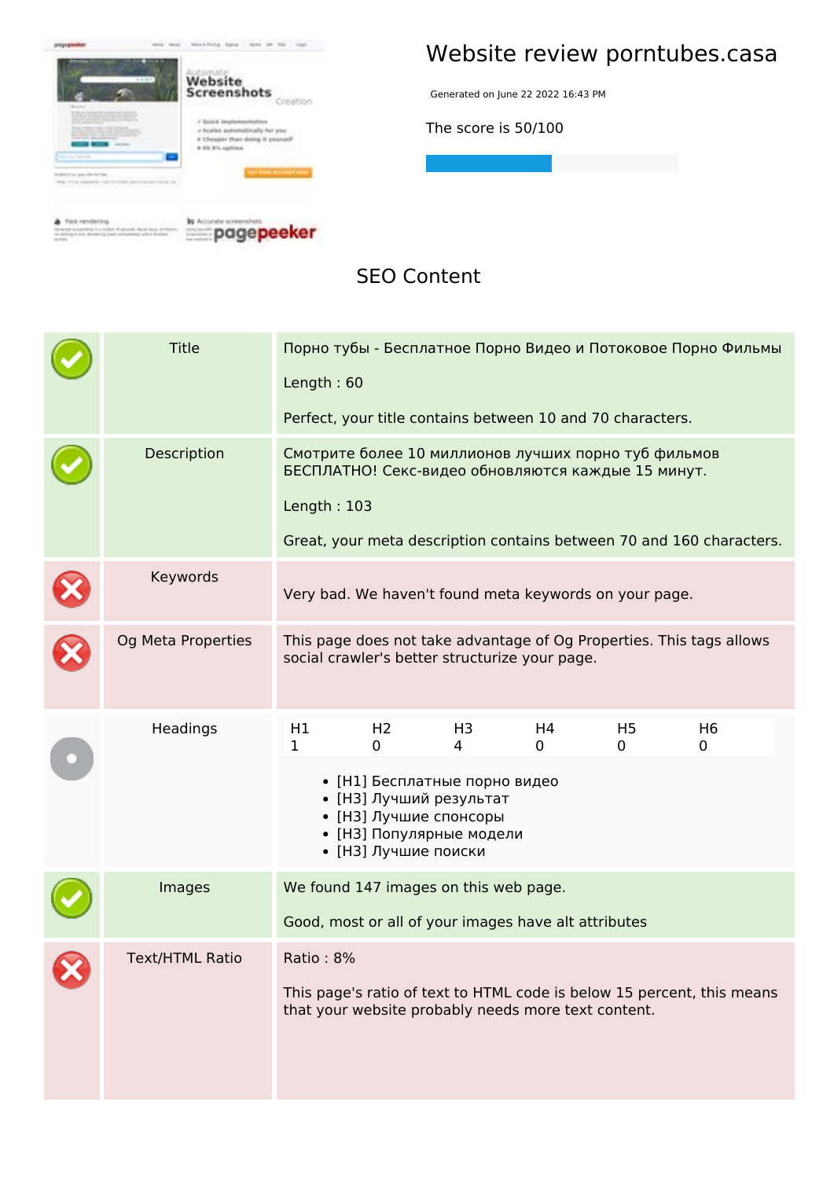# Website review porntubes.casa

Generated on June 22 2022 16:43 PM

The score is 50/100

## SEO Content

| | | |
|---|---|---|
| ✓ | Title | Порно тубы - Бесплатное Порно Видео и Потоковое Порно Фильмы<br><br>Length : 60<br><br>Perfect, your title contains between 10 and 70 characters. |
| ✓ | Description | Смотрите более 10 миллионов лучших порно туб фильмов БЕСПЛАТНО! Секс-видео обновляются каждые 15 минут.<br><br>Length : 103<br><br>Great, your meta description contains between 70 and 160 characters. |
| ✗ | Keywords | Very bad. We haven't found meta keywords on your page. |
| ✗ | Og Meta Properties | This page does not take advantage of Og Properties. This tags allows social crawler's better structurize your page. |
| • | Headings | H1: 1, H2: 0, H3: 4, H4: 0, H5: 0, H6: 0<br><br>• [H1] Бесплатные порно видео<br>• [H3] Лучший результат<br>• [H3] Лучшие спонсоры<br>• [H3] Популярные модели<br>• [H3] Лучшие поиски |
| ✓ | Images | We found 147 images on this web page.<br><br>Good, most or all of your images have alt attributes |
| ✗ | Text/HTML Ratio | Ratio : 8%<br><br>This page's ratio of text to HTML code is below 15 percent, this means that your website probably needs more text content. |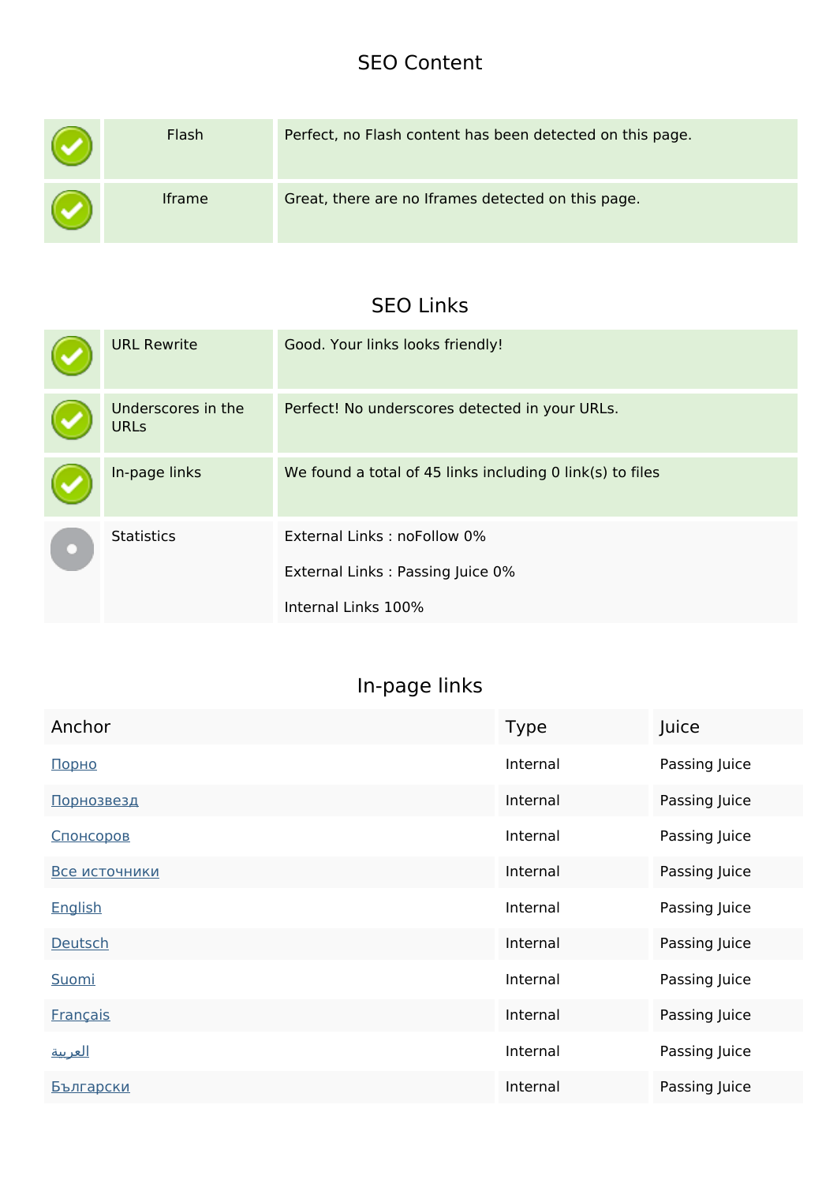## SEO Content

| | | |
|---|---|---|
| ✓ | Flash | Perfect, no Flash content has been detected on this page. |
| ✓ | Iframe | Great, there are no Iframes detected on this page. |

## SEO Links

| | | |
|---|---|---|
| ✓ | URL Rewrite | Good. Your links looks friendly! |
| ✓ | Underscores in the URLs | Perfect! No underscores detected in your URLs. |
| ✓ | In-page links | We found a total of 45 links including 0 link(s) to files |
| | Statistics | External Links : noFollow 0%<br><br>External Links : Passing Juice 0%<br><br>Internal Links 100% |

## In-page links

| Anchor | Type | Juice |
|---|---|---|
| Порно | Internal | Passing Juice |
| Порнозвезд | Internal | Passing Juice |
| Спонсоров | Internal | Passing Juice |
| Все источники | Internal | Passing Juice |
| English | Internal | Passing Juice |
| Deutsch | Internal | Passing Juice |
| Suomi | Internal | Passing Juice |
| Français | Internal | Passing Juice |
| العربية | Internal | Passing Juice |
| Български | Internal | Passing Juice |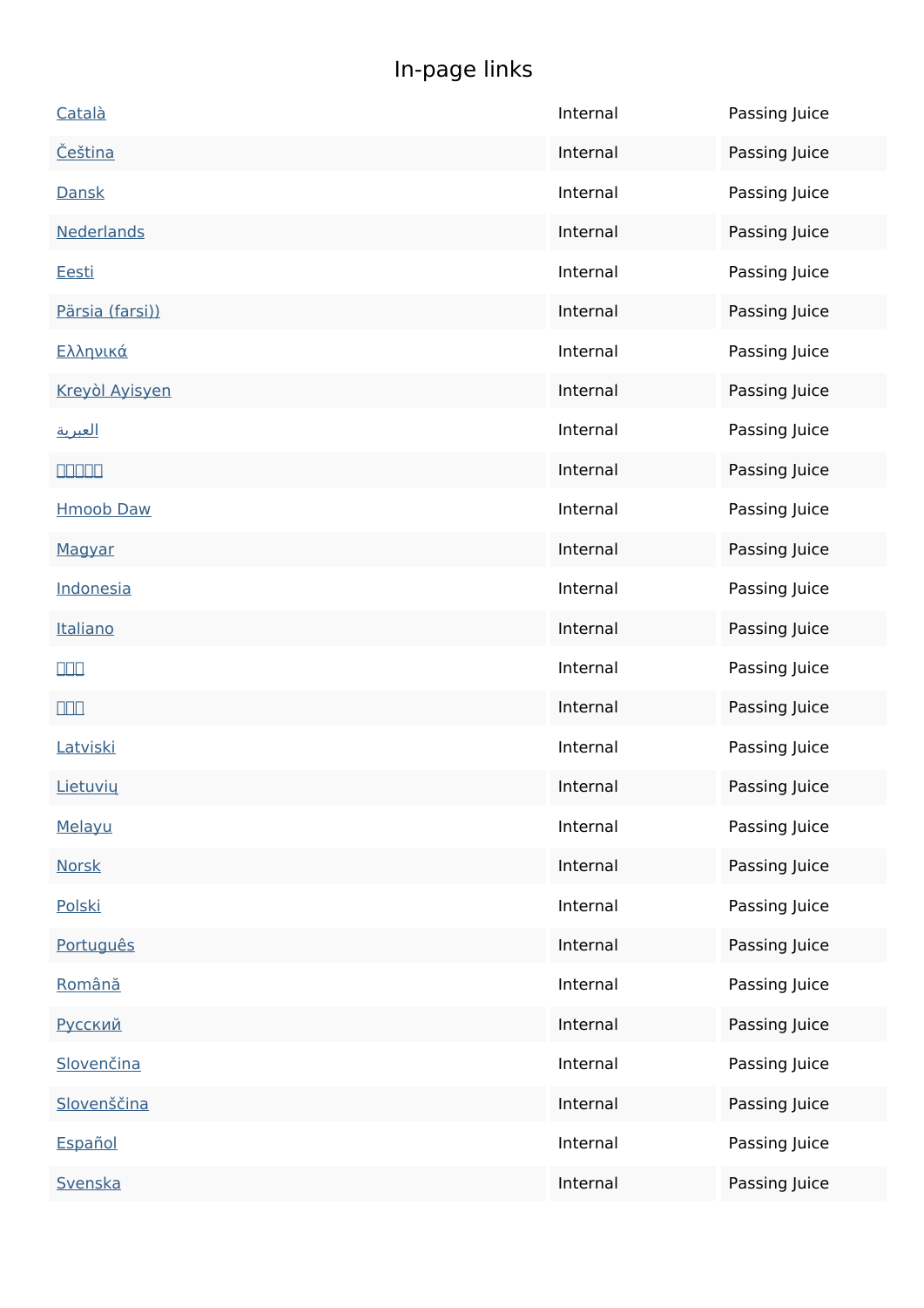## In-page links

| | | |
|---|---|---|
| Català | Internal | Passing Juice |
| Čeština | Internal | Passing Juice |
| Dansk | Internal | Passing Juice |
| Nederlands | Internal | Passing Juice |
| Eesti | Internal | Passing Juice |
| Pärsia (farsi)) | Internal | Passing Juice |
| Ελληνικά | Internal | Passing Juice |
| Kreyòl Ayisyen | Internal | Passing Juice |
| العبرية | Internal | Passing Juice |
| □□□□□ | Internal | Passing Juice |
| Hmoob Daw | Internal | Passing Juice |
| Magyar | Internal | Passing Juice |
| Indonesia | Internal | Passing Juice |
| Italiano | Internal | Passing Juice |
| □□□ | Internal | Passing Juice |
| □□□ | Internal | Passing Juice |
| Latviski | Internal | Passing Juice |
| Lietuvių | Internal | Passing Juice |
| Melayu | Internal | Passing Juice |
| Norsk | Internal | Passing Juice |
| Polski | Internal | Passing Juice |
| Português | Internal | Passing Juice |
| Română | Internal | Passing Juice |
| Русский | Internal | Passing Juice |
| Slovenčina | Internal | Passing Juice |
| Slovenščina | Internal | Passing Juice |
| Español | Internal | Passing Juice |
| Svenska | Internal | Passing Juice |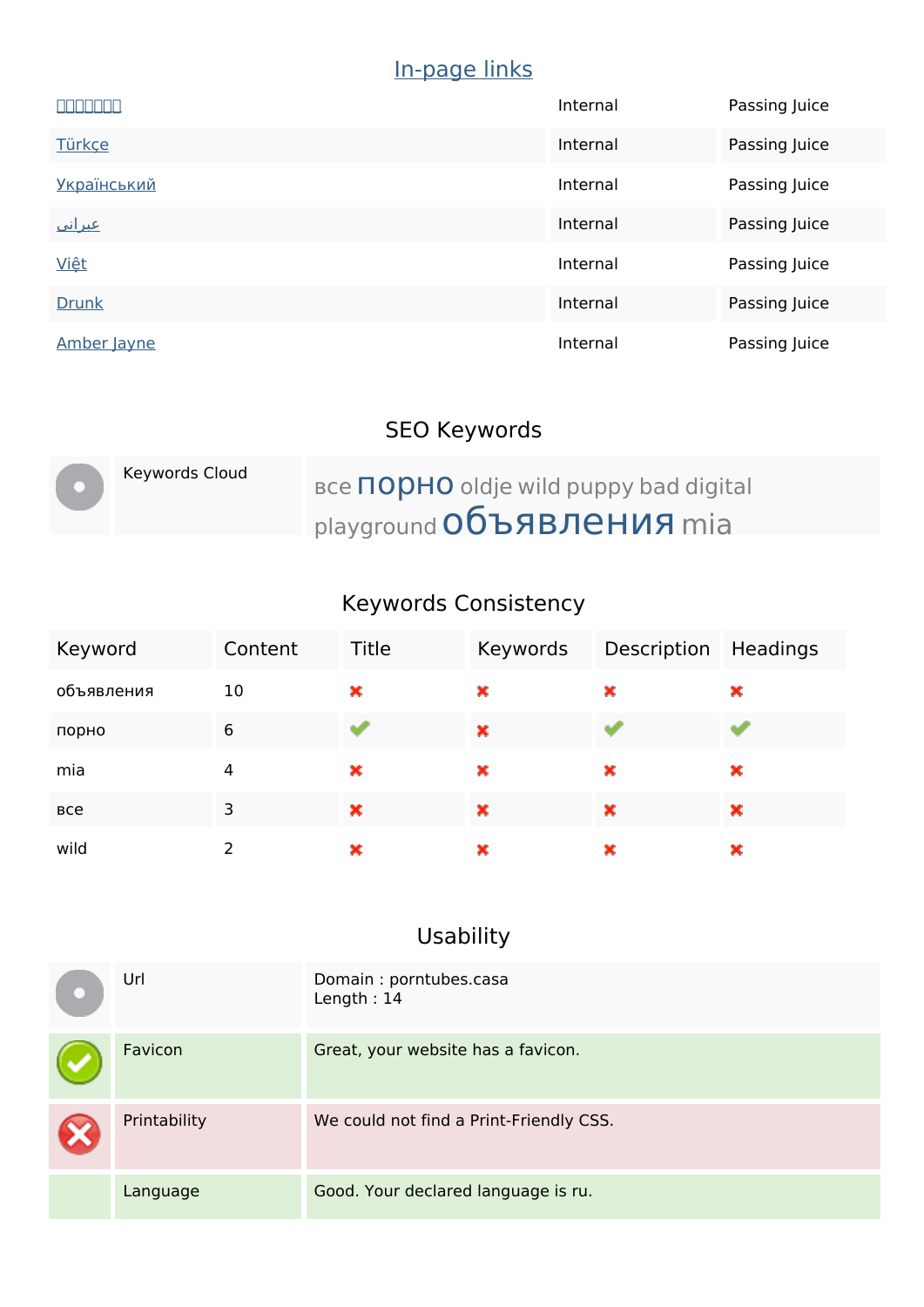## In-page links

| | | |
|---|---|---|
| □□□□□□□ | Internal | Passing Juice |
| Türkçe | Internal | Passing Juice |
| Український | Internal | Passing Juice |
| عبرانی | Internal | Passing Juice |
| Việt | Internal | Passing Juice |
| Drunk | Internal | Passing Juice |
| Amber Jayne | Internal | Passing Juice |

## SEO Keywords

| | | |
|---|---|---|
| | Keywords Cloud | все порно oldje wild puppy bad digital playground объявления mia |

## Keywords Consistency

| Keyword | Content | Title | Keywords | Description | Headings |
|---|---|---|---|---|---|
| объявления | 10 | ✗ | ✗ | ✗ | ✗ |
| порно | 6 | ✓ | ✗ | ✓ | ✓ |
| mia | 4 | ✗ | ✗ | ✗ | ✗ |
| все | 3 | ✗ | ✗ | ✗ | ✗ |
| wild | 2 | ✗ | ✗ | ✗ | ✗ |

## Usability

| | | |
|---|---|---|
| | Url | Domain : porntubes.casa<br>Length : 14 |
| ✓ | Favicon | Great, your website has a favicon. |
| ✗ | Printability | We could not find a Print-Friendly CSS. |
| | Language | Good. Your declared language is ru. |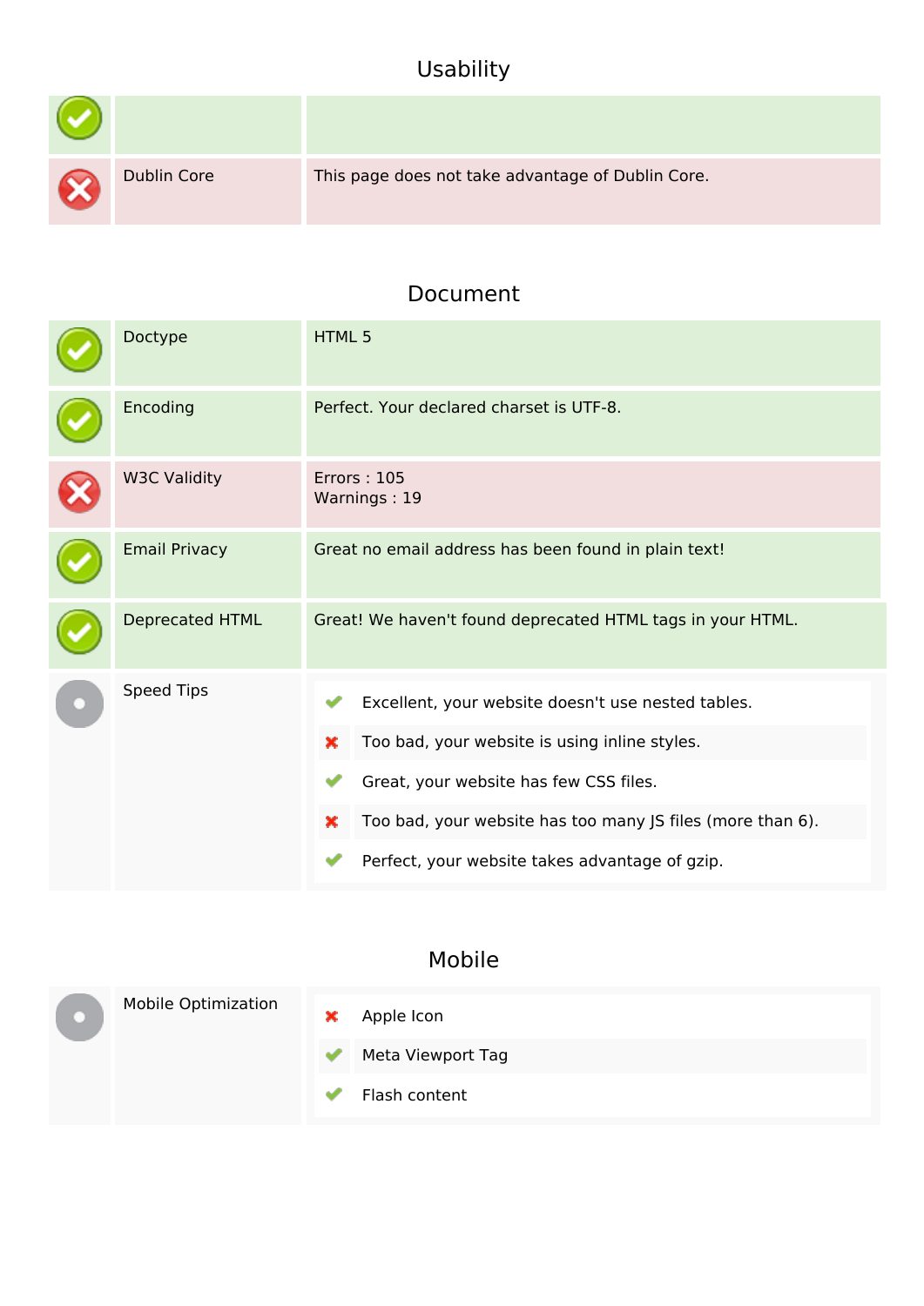## Usability

| Status | Check | Result |
|---|---|---|
| ✔ | | |
| ✘ | Dublin Core | This page does not take advantage of Dublin Core. |

## Document

| Status | Check | Result |
|---|---|---|
| ✔ | Doctype | HTML 5 |
| ✔ | Encoding | Perfect. Your declared charset is UTF-8. |
| ✘ | W3C Validity | Errors : 105<br>Warnings : 19 |
| ✔ | Email Privacy | Great no email address has been found in plain text! |
| ✔ | Deprecated HTML | Great! We haven't found deprecated HTML tags in your HTML. |
| ● | Speed Tips | ✔ Excellent, your website doesn't use nested tables.<br>✘ Too bad, your website is using inline styles.<br>✔ Great, your website has few CSS files.<br>✘ Too bad, your website has too many JS files (more than 6).<br>✔ Perfect, your website takes advantage of gzip. |

## Mobile

| Status | Check | Result |
|---|---|---|
| ● | Mobile Optimization | ✘ Apple Icon<br>✔ Meta Viewport Tag<br>✔ Flash content |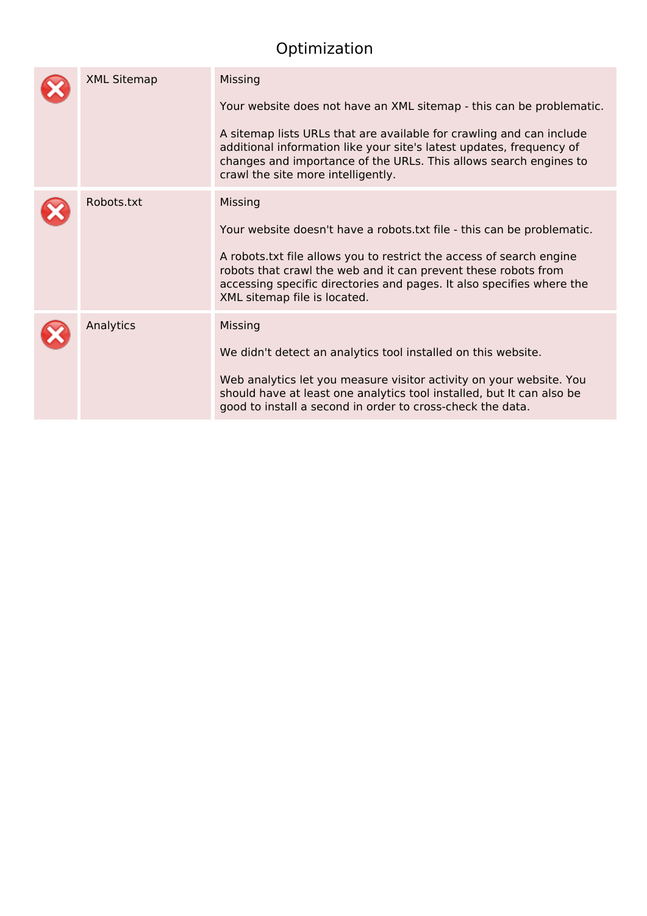# Optimization

| | | |
|---|---|---|
| ❌ | XML Sitemap | Missing<br><br>Your website does not have an XML sitemap - this can be problematic.<br><br>A sitemap lists URLs that are available for crawling and can include additional information like your site's latest updates, frequency of changes and importance of the URLs. This allows search engines to crawl the site more intelligently. |
| ❌ | Robots.txt | Missing<br><br>Your website doesn't have a robots.txt file - this can be problematic.<br><br>A robots.txt file allows you to restrict the access of search engine robots that crawl the web and it can prevent these robots from accessing specific directories and pages. It also specifies where the XML sitemap file is located. |
| ❌ | Analytics | Missing<br><br>We didn't detect an analytics tool installed on this website.<br><br>Web analytics let you measure visitor activity on your website. You should have at least one analytics tool installed, but It can also be good to install a second in order to cross-check the data. |